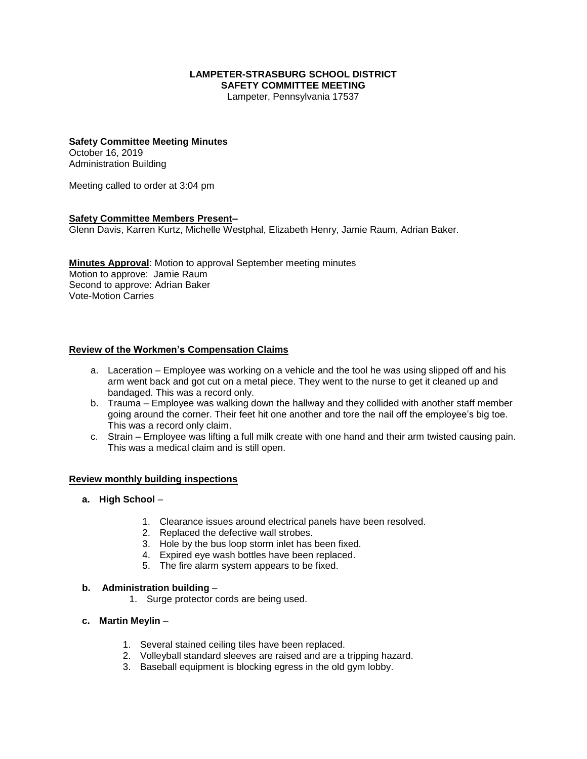**LAMPETER-STRASBURG SCHOOL DISTRICT**
**SAFETY COMMITTEE MEETING**
Lampeter, Pennsylvania 17537

**Safety Committee Meeting Minutes**
October 16, 2019
Administration Building

Meeting called to order at 3:04 pm

**Safety Committee Members Present–**
Glenn Davis, Karren Kurtz, Michelle Westphal, Elizabeth Henry, Jamie Raum, Adrian Baker.

**Minutes Approval**: Motion to approval September meeting minutes
Motion to approve: Jamie Raum
Second to approve: Adrian Baker
Vote-Motion Carries

**Review of the Workmen's Compensation Claims**

a. Laceration – Employee was working on a vehicle and the tool he was using slipped off and his arm went back and got cut on a metal piece. They went to the nurse to get it cleaned up and bandaged. This was a record only.
b. Trauma – Employee was walking down the hallway and they collided with another staff member going around the corner. Their feet hit one another and tore the nail off the employee's big toe. This was a record only claim.
c. Strain – Employee was lifting a full milk create with one hand and their arm twisted causing pain. This was a medical claim and is still open.

**Review monthly building inspections**

**a. High School** –

1. Clearance issues around electrical panels have been resolved.
2. Replaced the defective wall strobes.
3. Hole by the bus loop storm inlet has been fixed.
4. Expired eye wash bottles have been replaced.
5. The fire alarm system appears to be fixed.

**b. Administration building** –

1. Surge protector cords are being used.

**c. Martin Meylin** –

1. Several stained ceiling tiles have been replaced.
2. Volleyball standard sleeves are raised and are a tripping hazard.
3. Baseball equipment is blocking egress in the old gym lobby.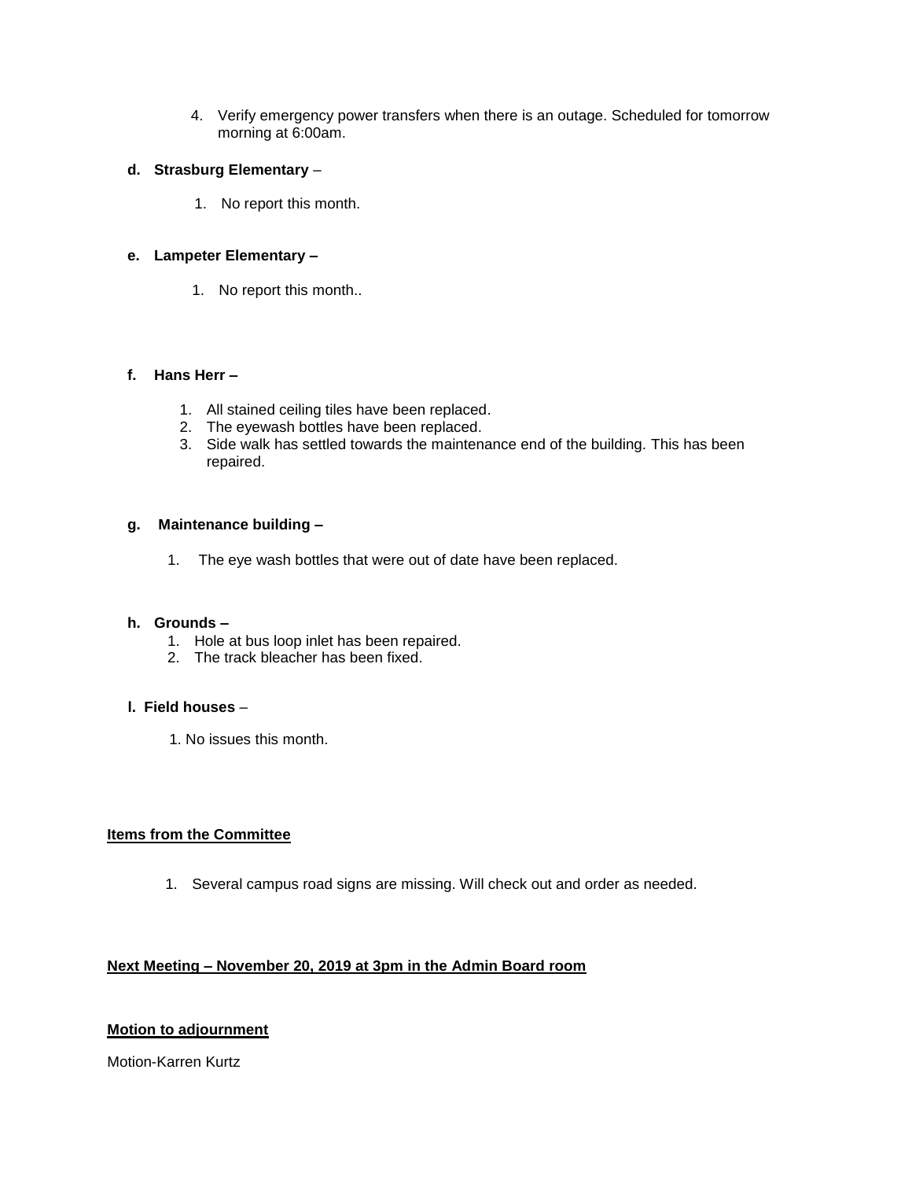4. Verify emergency power transfers when there is an outage. Scheduled for tomorrow morning at 6:00am.

**d. Strasburg Elementary** –

1. No report this month.

**e. Lampeter Elementary –**

1. No report this month..

**f. Hans Herr –**

1. All stained ceiling tiles have been replaced.
2. The eyewash bottles have been replaced.
3. Side walk has settled towards the maintenance end of the building. This has been repaired.

**g. Maintenance building –**

1. The eye wash bottles that were out of date have been replaced.

**h. Grounds –**

1. Hole at bus loop inlet has been repaired.
2. The track bleacher has been fixed.

**I. Field houses** –

1. No issues this month.

**<u>Items from the Committee</u>**

1. Several campus road signs are missing. Will check out and order as needed.

**<u>Next Meeting – November 20, 2019 at 3pm in the Admin Board room</u>**

**<u>Motion to adjournment</u>**

Motion-Karren Kurtz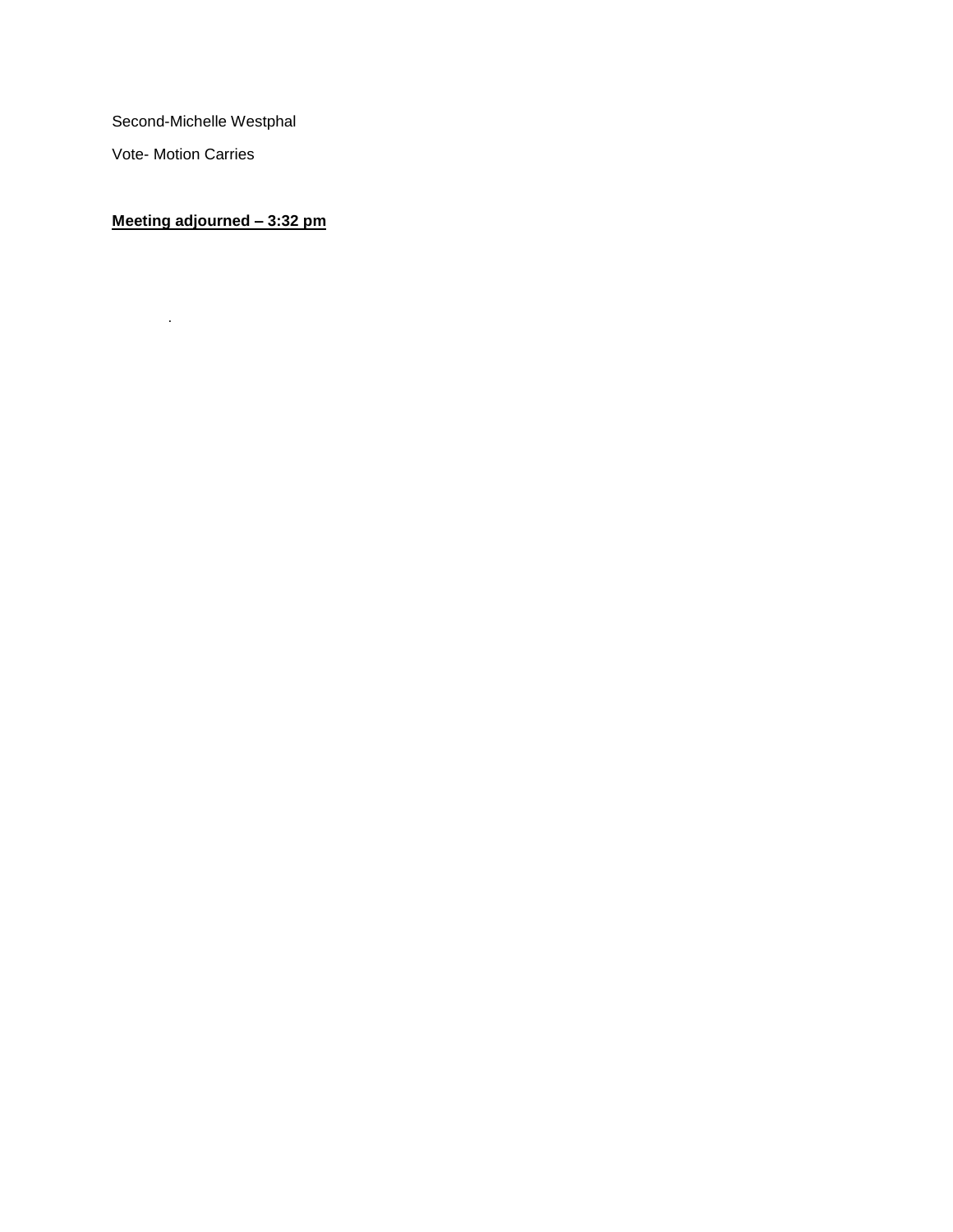Second-Michelle Westphal

Vote- Motion Carries

**Meeting adjourned – 3:32 pm**